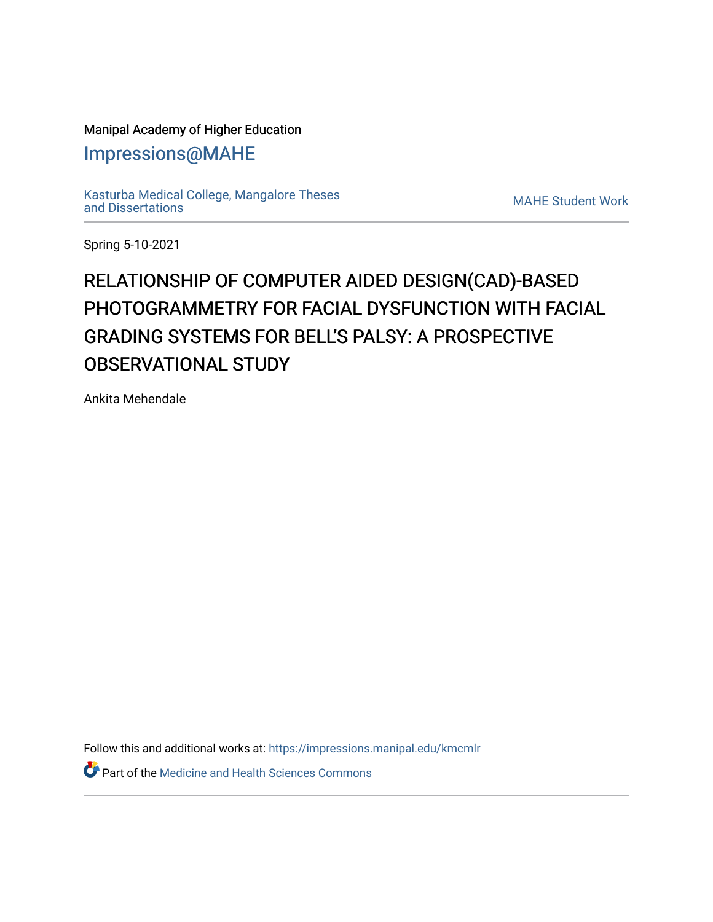Manipal Academy of Higher Education

Impressions@MAHE

Kasturba Medical College, Mangalore Theses and Dissertations

MAHE Student Work

Spring 5-10-2021

# RELATIONSHIP OF COMPUTER AIDED DESIGN(CAD)-BASED PHOTOGRAMMETRY FOR FACIAL DYSFUNCTION WITH FACIAL GRADING SYSTEMS FOR BELL'S PALSY: A PROSPECTIVE OBSERVATIONAL STUDY

Ankita Mehendale

Follow this and additional works at: https://impressions.manipal.edu/kmcmlr

Part of the Medicine and Health Sciences Commons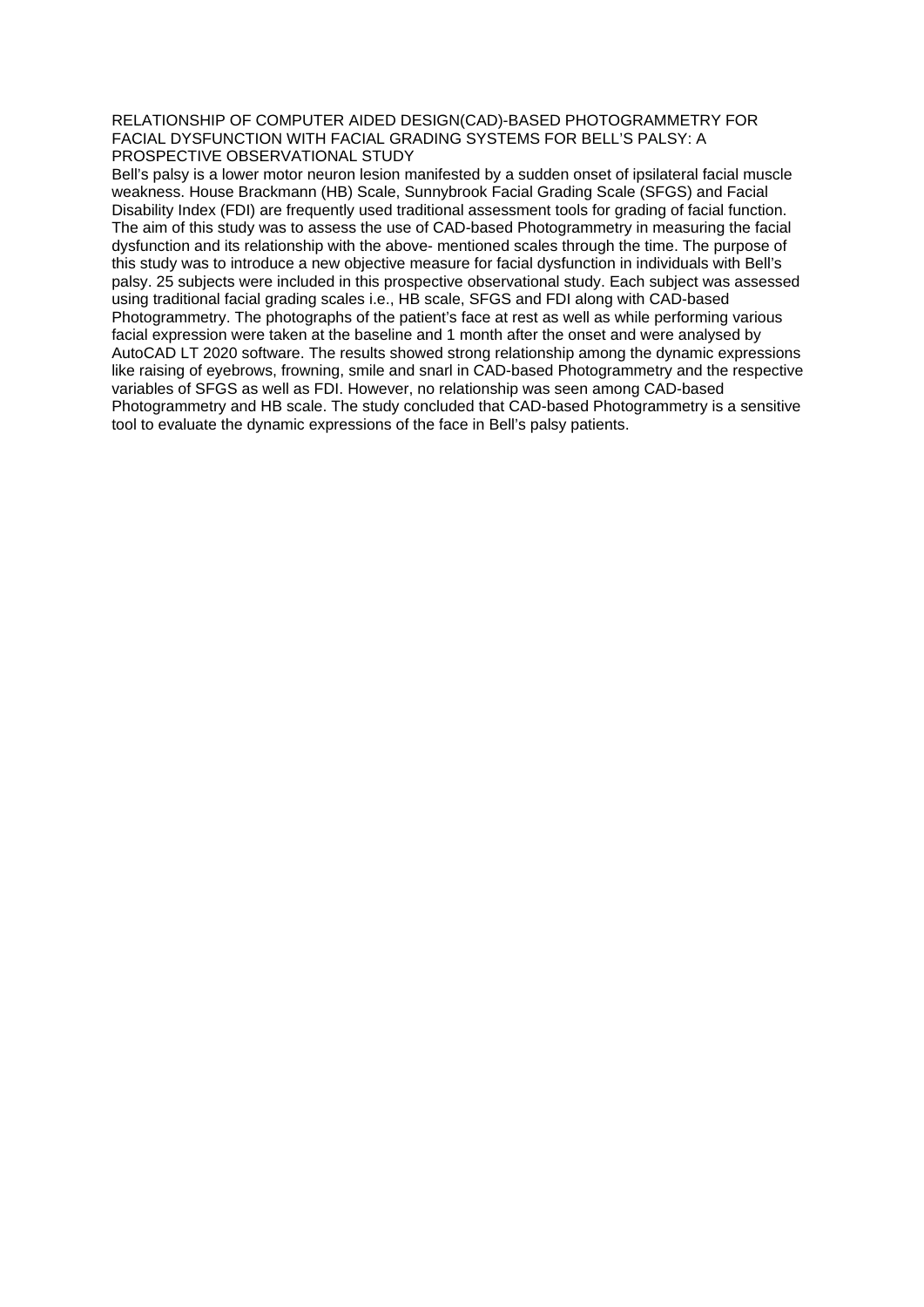# RELATIONSHIP OF COMPUTER AIDED DESIGN(CAD)-BASED PHOTOGRAMMETRY FOR FACIAL DYSFUNCTION WITH FACIAL GRADING SYSTEMS FOR BELL'S PALSY: A PROSPECTIVE OBSERVATIONAL STUDY

Bell's palsy is a lower motor neuron lesion manifested by a sudden onset of ipsilateral facial muscle weakness. House Brackmann (HB) Scale, Sunnybrook Facial Grading Scale (SFGS) and Facial Disability Index (FDI) are frequently used traditional assessment tools for grading of facial function. The aim of this study was to assess the use of CAD-based Photogrammetry in measuring the facial dysfunction and its relationship with the above- mentioned scales through the time. The purpose of this study was to introduce a new objective measure for facial dysfunction in individuals with Bell's palsy. 25 subjects were included in this prospective observational study. Each subject was assessed using traditional facial grading scales i.e., HB scale, SFGS and FDI along with CAD-based Photogrammetry. The photographs of the patient's face at rest as well as while performing various facial expression were taken at the baseline and 1 month after the onset and were analysed by AutoCAD LT 2020 software. The results showed strong relationship among the dynamic expressions like raising of eyebrows, frowning, smile and snarl in CAD-based Photogrammetry and the respective variables of SFGS as well as FDI. However, no relationship was seen among CAD-based Photogrammetry and HB scale. The study concluded that CAD-based Photogrammetry is a sensitive tool to evaluate the dynamic expressions of the face in Bell's palsy patients.